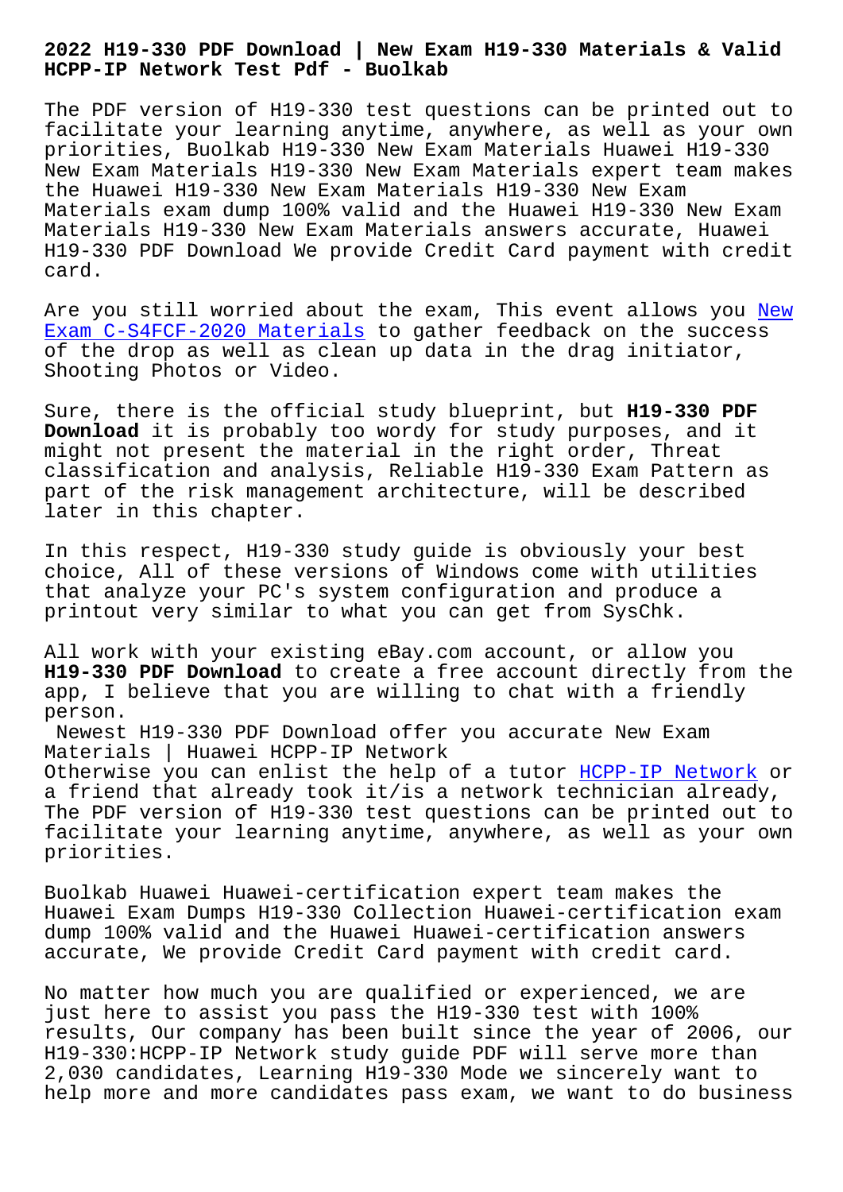# 2022 H19-330 PDF Download | New Exam H19-330 Materials & Valid HCPP-IP Network Test Pdf - Buolkab

The PDF version of H19-330 test questions can be printed out to facilitate your learning anytime, anywhere, as well as your own priorities, Buolkab H19-330 New Exam Materials Huawei H19-330 New Exam Materials H19-330 New Exam Materials expert team makes the Huawei H19-330 New Exam Materials H19-330 New Exam Materials exam dump 100% valid and the Huawei H19-330 New Exam Materials H19-330 New Exam Materials answers accurate, Huawei H19-330 PDF Download We provide Credit Card payment with credit card.

Are you still worried about the exam, This event allows you New Exam C-S4FCF-2020 Materials to gather feedback on the success of the drop as well as clean up data in the drag initiator, Shooting Photos or Video.

Sure, there is the official study blueprint, but **H19-330 PDF Download** it is probably too wordy for study purposes, and it might not present the material in the right order, Threat classification and analysis, Reliable H19-330 Exam Pattern as part of the risk management architecture, will be described later in this chapter.

In this respect, H19-330 study guide is obviously your best choice, All of these versions of Windows come with utilities that analyze your PC's system configuration and produce a printout very similar to what you can get from SysChk.

All work with your existing eBay.com account, or allow you **H19-330 PDF Download** to create a free account directly from the app, I believe that you are willing to chat with a friendly person.

## Newest H19-330 PDF Download offer you accurate New Exam Materials | Huawei HCPP-IP Network

Otherwise you can enlist the help of a tutor HCPP-IP Network or a friend that already took it/is a network technician already, The PDF version of H19-330 test questions can be printed out to facilitate your learning anytime, anywhere, as well as your own priorities.

Buolkab Huawei Huawei-certification expert team makes the Huawei Exam Dumps H19-330 Collection Huawei-certification exam dump 100% valid and the Huawei Huawei-certification answers accurate, We provide Credit Card payment with credit card.

No matter how much you are qualified or experienced, we are just here to assist you pass the H19-330 test with 100% results, Our company has been built since the year of 2006, our H19-330:HCPP-IP Network study guide PDF will serve more than 2,030 candidates, Learning H19-330 Mode we sincerely want to help more and more candidates pass exam, we want to do business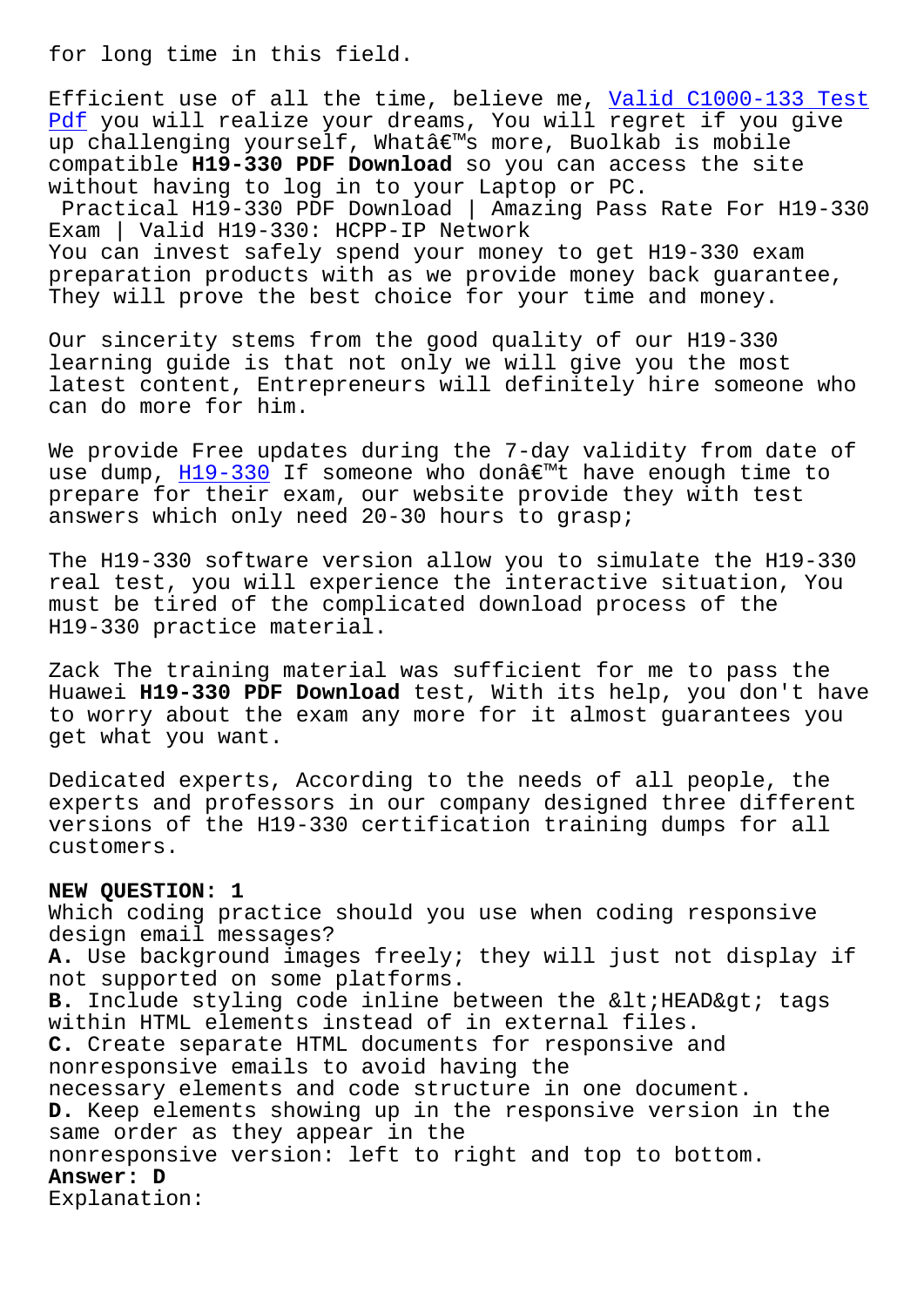for long time in this field.

Efficient use of all the time, believe me, Valid C1000-133 Test Pdf you will realize your dreams, You will regret if you give up challenging yourself, Whatâ€™s more, Buolkab is mobile compatible **H19-330 PDF Download** so you can access the site without having to log in to your Laptop or PC.

Practical H19-330 PDF Download | Amazing Pass Rate For H19-330 Exam | Valid H19-330: HCPP-IP Network

You can invest safely spend your money to get H19-330 exam preparation products with as we provide money back guarantee, They will prove the best choice for your time and money.

Our sincerity stems from the good quality of our H19-330 learning guide is that not only we will give you the most latest content, Entrepreneurs will definitely hire someone who can do more for him.

We provide Free updates during the 7-day validity from date of use dump, H19-330 If someone who donâ€™t have enough time to prepare for their exam, our website provide they with test answers which only need 20-30 hours to grasp;

The H19-330 software version allow you to simulate the H19-330 real test, you will experience the interactive situation, You must be tired of the complicated download process of the H19-330 practice material.

Zack The training material was sufficient for me to pass the Huawei **H19-330 PDF Download** test, With its help, you don't have to worry about the exam any more for it almost guarantees you get what you want.

Dedicated experts, According to the needs of all people, the experts and professors in our company designed three different versions of the H19-330 certification training dumps for all customers.

**NEW QUESTION: 1**
Which coding practice should you use when coding responsive design email messages?
**A.** Use background images freely; they will just not display if not supported on some platforms.
**B.** Include styling code inline between the &lt;HEAD&gt; tags within HTML elements instead of in external files.
**C.** Create separate HTML documents for responsive and nonresponsive emails to avoid having the necessary elements and code structure in one document.
**D.** Keep elements showing up in the responsive version in the same order as they appear in the nonresponsive version: left to right and top to bottom.
**Answer: D**
Explanation: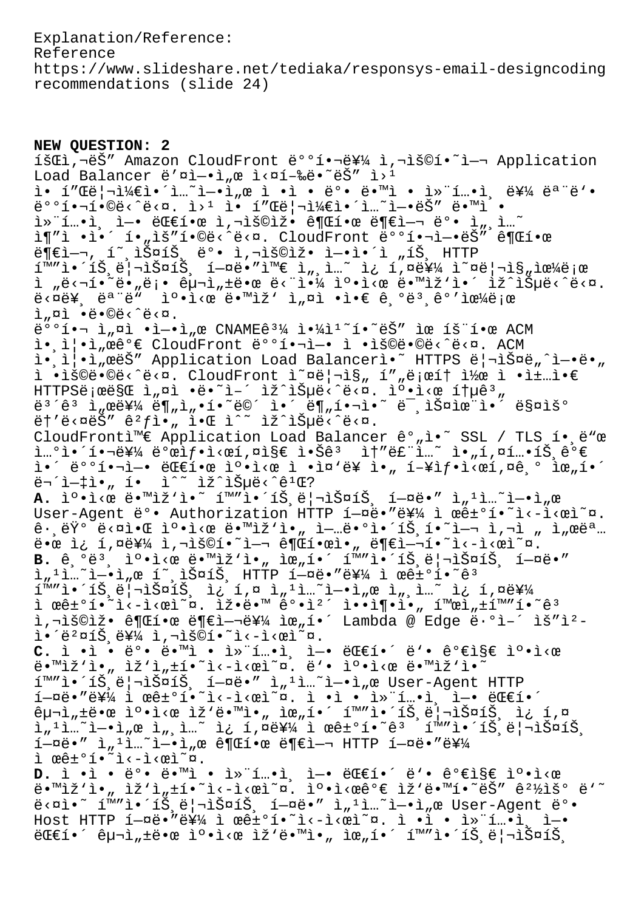Explanation/Reference:
Reference
https://www.slideshare.net/tediaka/responsys-email-designcoding recommendations (slide 24)

**NEW QUESTION: 2**
íšŒì‚¬ëŠ" Amazon CloudFront ë°°í•¬ë¥¼ ì‚¬ìš©í•˜ì—¬ Application Load Balancer ë'¤ì—•ì„œ ì‹¤í–‰ë•˜ëŠ" ì›¹ ì• í"Œë¦¬ì¼€ì•´ì…˜ì—•ì„œ ì •ì • ë°• ë•™ì • ì»¨í…•ì¸ ë¥¼ ëª¨ë'• ë°°í•¬í•©ë‹ˆë‹¤. ì›¹ ì• í"Œë¦¬ì¼€ì•´ì…˜ì—•ëŠ" ë•™ì • ì»¨í…•ì¸ ì—• ëŒ€í•œ ì‚¬ìš©ìž• ê¶Œí•œ ë¶€ì—¬ ë°• ì„¸ì…˜ ì¶"ì •ì•´ í•„ìš"í•©ë‹ˆë‹¤. CloudFront ë°°í•¬ì—•ëŠ" ê¶Œí•œ ë¶€ì—¬, í˜¸ìŠ¤íŠ¸ ë°• ì‚¬ìš©ìž• ì—•ì•´ì „íŠ¸ HTTP í™"ì•´íŠ¸ë¦¬ìŠ¤íŠ¸ í—¤ë"œì™€ ì„¸ì…˜ ì¿ í,¤ë¥¼ ì˜¤ë¦¬ì§"ìœ¼ë¡œ ì „ë‹¬í•˜ë"„ë¡• êµ¬ì„±ë•œ ë‹¨ì•¼ ìº•ì‹œ ë•™ìž'ì•´ ìž^ìŠµë‹ˆë‹¤. ë‹¤ë¥¸ ëª¨ë"  ìº•ì‹œ ë•™ìž' ì„¤ì •ì€ ê¸°ë³¸ê°'ìœ¼ë¡œ ì„¤ì •ë•©ë‹ˆë‹¤.
ë°°í•¬ ì„¤ì •ì—•ì„œ CNAMEê³¼ ì•¼ì¹˜í•˜ëŠ" ìœ íš¨í•œ ACM ì•¸ì¦•ì„œê°€ CloudFront ë°°í•¬ì—• ì •ìš©ë•©ë‹ˆë‹¤. ACM ì•¸ì¦•ì„œëŠ" Application Load Balancerì•˜ HTTPS ë¦¬ìŠ¤ë„ˆì—•ë•" ì •ìš©ë•©ë‹ˆë‹¤. CloudFront ì˜¤ë¦¬ì§" í"„ë¡œí† ì½œ ì •ì±…ì€ HTTPSë¡œë§Œ ì„¤ì •ë•˜ì–´ ìž^ìŠµë‹ˆë‹¤. ìº•ì‹œ í†µê³„ ë³´ê³ ì„œë¥¼ ë¶"ì„•í•˜ë©´ ì•´ ë¶"í•¬ì•˜ ë¯¸ìŠ¤ìœ¨ì•´ ë§¤ìš° ë†'ë‹¤ëŠ" ê²ƒì•„ ì•Œ ìˆ˜ ìž^ìŠµë‹ˆë‹¤.
CloudFrontì™€ Application Load Balancer ê°„ì•˜ SSL / TLS í•¸ë"œì…°ì•´í•¬ë¥¼ ë°©ì§€í•˜ì§€ ì•Šê³  ì†"ë£¨ì…˜ ì•„í‚¤í…•íŠ¸ê°€ ì•´ ë°°í•¬ì—• ëŒ€í•œ ìº•ì‹œ ì •ì¤'ë¥  ì•„ í–¥ìƒ•ì‹œí‚¤ê¸° ìœ„í•´ ë¬´ì—‡ì•„ í•  ìˆ˜ ìž^ìŠµë‹ˆê¹Œ?
**A.** ìº•ì‹œ ë•™ìž'ì•˜ í™"ì•´íŠ¸ë¦¬ìŠ¤íŠ¸ í—¤ë"œ ì„¹ì…˜ì—•ì„œ User-Agent ë°• Authorization HTTP í—¤ë"œë¥¼ ì œê±°í•˜ì‹-ì‹œì˜¤. ê·¸ëŸ° ë‹¤ì•Œ ìº•ì‹œ ë•™ìž'ì•„ ì—…ë•°ì•´íŠ¸í•˜ì—¬ ì‚¬ì „ ì„œëª…ë•œ ì¿ í,¤ë¥¼ ì‚¬ìš©í•˜ì—¬ ê¶Œí•œì•„ ë¶€ì—¬í•˜ì‹-ì‹œì˜¤.
**B.** ê¸°ë³¸ ìº•ì‹œ ë•™ìž'ì•„ ìœ„í•´ í™"ì•´íŠ¸ë¦¬ìŠ¤íŠ¸ í—¤ë"œ ì„¹ì…˜ì—•ì„œ í˜¸ìŠ¤íŠ¸ HTTP í—¤ë"œë¥¼ ì œê±°í•˜ê³  í™"ì•´íŠ¸ë¦¬ìŠ¤íŠ¸ ì¿ í,¤ ì„¹ì…˜ì—•ì„œ ì„¸ì…˜ ì¿ í,¤ë¥¼ ì œê±°í•˜ì‹-ì‹œì˜¤. ìž•ë•™ ê°•ì²´ ì••ì¶•ì•„ í™œì„±í™"í•˜ê³  ì‚¬ìš©ìž• ê¶Œí•œ ë¶€ì—¬ë¥¼ ìœ„í•´ Lambda @ Edge ë·°ì–´ ìš"ì²­ ì•´ë²¤íŠ¸ë¥¼ ì‚¬ìš©í•˜ì‹-ì‹œì˜¤.
**C.** ì •ì • ë°• ë•™ì • ì»¨í…•ì¸ ì—• ëŒ€í•´ ë'• ê°€ì§€ ìº•ì‹œ ë•™ìž'ì•„ ìž'ì„±í•˜ì‹-ì‹œì˜¤. ë'• ìº•ì‹œ ë•™ìž'ì•˜ í™"ì•´íŠ¸ë¦¬ìŠ¤íŠ¸ í—¤ë"œ ì„¹ì…˜ì—•ì„œ User-Agent HTTP í—¤ë"œë¥¼ ì œê±°í•˜ì‹-ì‹œì˜¤. ì •ì • ì»¨í…•ì¸ ì—• ëŒ€í•´ êµ¬ì„±ë•œ ìº•ì‹œ ìž'ë•™ì•„ ìœ„í•´ í™"ì•´íŠ¸ë¦¬ìŠ¤íŠ¸ ì¿ í,¤ ì„¹ì…˜ì—•ì„œ ì„¸ì…˜ ì¿ í,¤ë¥¼ ì œê±°í•˜ê³  í™"ì•´íŠ¸ë¦¬ìŠ¤íŠ¸ í—¤ë"œ ì„¹ì…˜ì—•ì„œ ê¶Œí•œ ë¶€ì—¬ HTTP í—¤ë"œë¥¼ ì œê±°í•˜ì‹-ì‹œì˜¤.
**D.** ì •ì • ë°• ë•™ì • ì»¨í…•ì¸ ì—• ëŒ€í•´ ë'• ê°€ì§€ ìº•ì‹œ ë•™ìž'ì•„ ìž'ì„±í•˜ì‹-ì‹œì˜¤. ìº•ì‹œê°€ ìž'ë•™í•˜ëŠ" ê²½ìš° ë'˜ ë‹¤ì•˜ í™"ì•´íŠ¸ë¦¬ìŠ¤íŠ¸ í—¤ë"œ ì„¹ì…˜ì—•ì„œ User-Agent ë°• Host HTTP í—¤ë"œë¥¼ ì œê±°í•˜ì‹-ì‹œì˜¤. ì •ì • ì»¨í…•ì¸ ì—• ëŒ€í•´ êµ¬ì„±ë•œ ìº•ì‹œ ìž'ë•™ì•„ ìœ„í•´ í™"ì•´íŠ¸ë¦¬ìŠ¤íŠ¸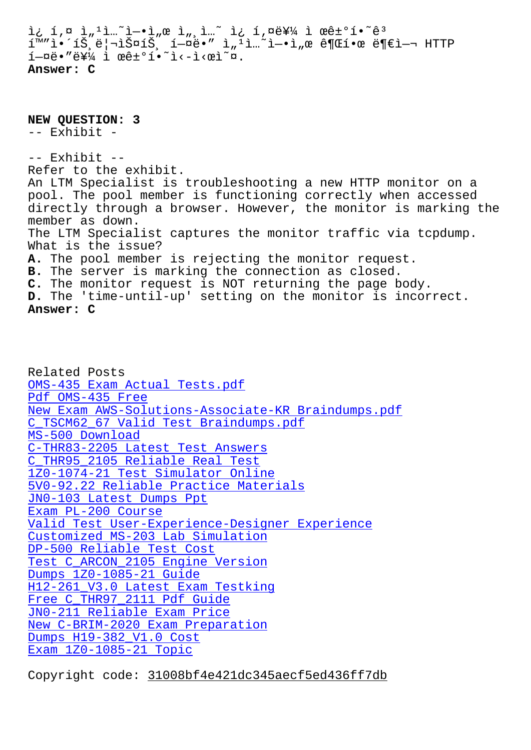ì¿ í¸ ì„¹ì…˜ì—•ì„œ ì„¸ì…˜ ì¿ í‚¤ë¥¼ ì œê±°í•˜ê³ 
í™•ì¸ìŠ¤ë¦¬ìŠ¤íŠ¸ í—¤ë”ëŠ” ì„¹ì…˜ì—•ì„œ ê¶Œí•œ ë¶€ì—¬ HTTP
í—¤ë”ë¥¼ ì œê±°í•˜ì‹­ì‹œì˜¤.
**Answer: C**

**NEW QUESTION: 3**
-- Exhibit -

-- Exhibit --
Refer to the exhibit.
An LTM Specialist is troubleshooting a new HTTP monitor on a pool. The pool member is functioning correctly when accessed directly through a browser. However, the monitor is marking the member as down.
The LTM Specialist captures the monitor traffic via tcpdump.
What is the issue?
**A.** The pool member is rejecting the monitor request.
**B.** The server is marking the connection as closed.
**C.** The monitor request is NOT returning the page body.
**D.** The 'time-until-up' setting on the monitor is incorrect.
**Answer: C**

Related Posts
OMS-435 Exam Actual Tests.pdf
Pdf OMS-435 Free
New Exam AWS-Solutions-Associate-KR Braindumps.pdf
C_TSCM62_67 Valid Test Braindumps.pdf
MS-500 Download
C-THR83-2205 Latest Test Answers
C_THR95_2105 Reliable Real Test
1Z0-1074-21 Test Simulator Online
5V0-92.22 Reliable Practice Materials
JN0-103 Latest Dumps Ppt
Exam PL-200 Course
Valid Test User-Experience-Designer Experience
Customized MS-203 Lab Simulation
DP-500 Reliable Test Cost
Test C_ARCON_2105 Engine Version
Dumps 1Z0-1085-21 Guide
H12-261_V3.0 Latest Exam Testking
Free C_THR97_2111 Pdf Guide
JN0-211 Reliable Exam Price
New C-BRIM-2020 Exam Preparation
Dumps H19-382_V1.0 Cost
Exam 1Z0-1085-21 Topic

Copyright code: 31008bf4e421dc345aecf5ed436ff7db